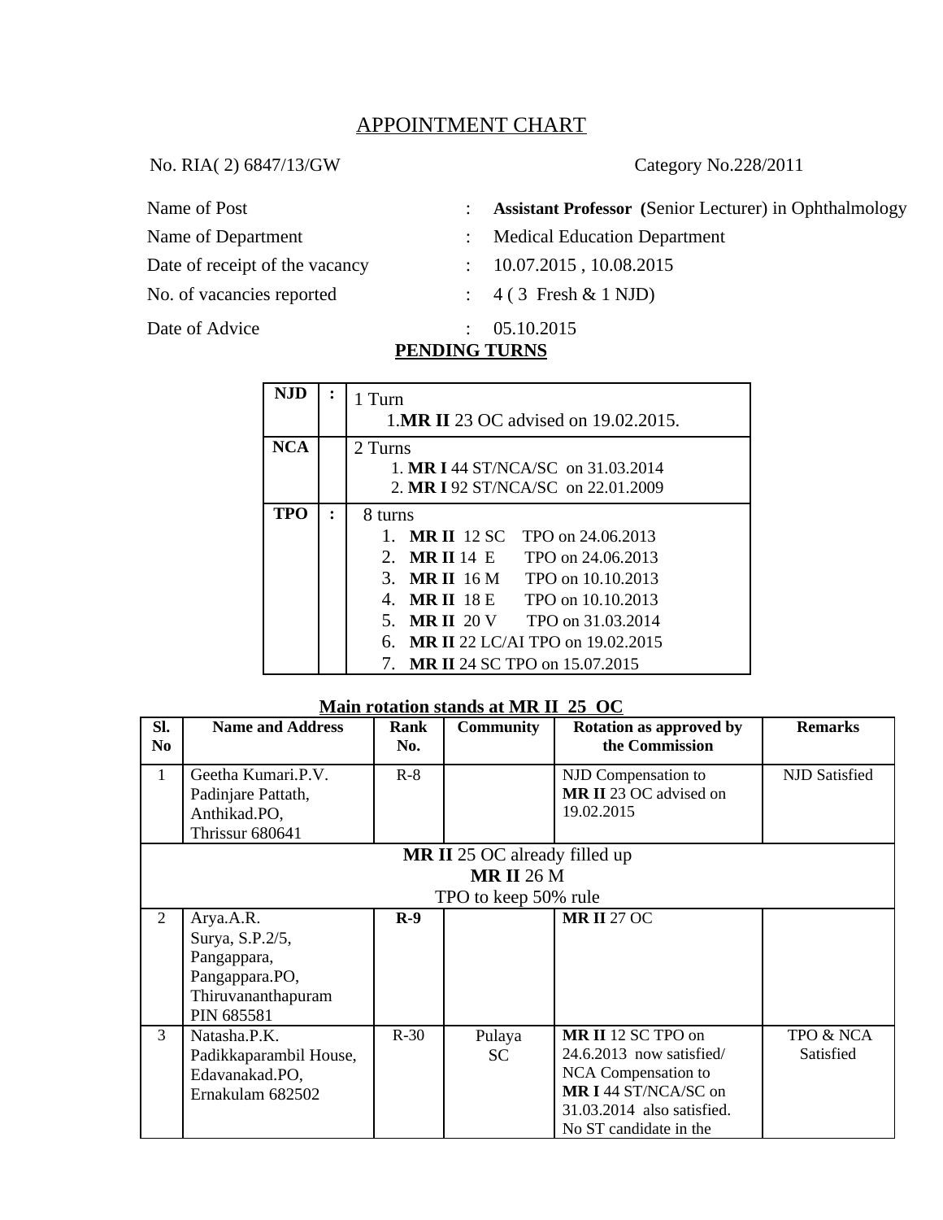## APPOINTMENT CHART

No. RIA( 2) 6847/13/GW                                        Category No.228/2011

| | | |
|---|---|---|
| Name of Post | : | **Assistant Professor (**Senior Lecturer) in Ophthalmology |
| Name of Department | : | Medical Education Department |
| Date of receipt of the vacancy | : | 10.07.2015 , 10.08.2015 |
| No. of vacancies reported | : | 4 ( 3 Fresh & 1 NJD) |
| Date of Advice | : | 05.10.2015 |

**PENDING TURNS**

| | | |
|---|---|---|
| **NJD** | **:** | 1 Turn<br>1.**MR II** 23 OC advised on 19.02.2015. |
| **NCA** | | 2 Turns<br>1. **MR I** 44 ST/NCA/SC on 31.03.2014<br>2. **MR I** 92 ST/NCA/SC on 22.01.2009 |
| **TPO** | **:** | 8 turns<br>1. **MR II** 12 SC TPO on 24.06.2013<br>2. **MR II** 14 E TPO on 24.06.2013<br>3. **MR II** 16 M TPO on 10.10.2013<br>4. **MR II** 18 E TPO on 10.10.2013<br>5. **MR II** 20 V TPO on 31.03.2014<br>6. **MR II** 22 LC/AI TPO on 19.02.2015<br>7. **MR II** 24 SC TPO on 15.07.2015 |

**Main rotation stands at MR II 25 OC**

| Sl. No | Name and Address | Rank No. | Community | Rotation as approved by the Commission | Remarks |
|---|---|---|---|---|---|
| 1 | Geetha Kumari.P.V.<br>Padinjare Pattath,<br>Anthikad.PO,<br>Thrissur 680641 | R-8 | | NJD Compensation to **MR II** 23 OC advised on 19.02.2015 | NJD Satisfied |
| **MR II** 25 OC already filled up<br>**MR II** 26 M<br>TPO to keep 50% rule | | | | | |
| 2 | Arya.A.R.<br>Surya, S.P.2/5,<br>Pangappara,<br>Pangappara.PO,<br>Thiruvananthapuram<br>PIN 685581 | **R-9** | | **MR II** 27 OC | |
| 3 | Natasha.P.K.<br>Padikkaparambil House,<br>Edavanakad.PO,<br>Ernakulam 682502 | R-30 | Pulaya<br>SC | **MR II** 12 SC TPO on 24.6.2013 now satisfied/ NCA Compensation to **MR I** 44 ST/NCA/SC on 31.03.2014 also satisfied. No ST candidate in the | TPO & NCA Satisfied |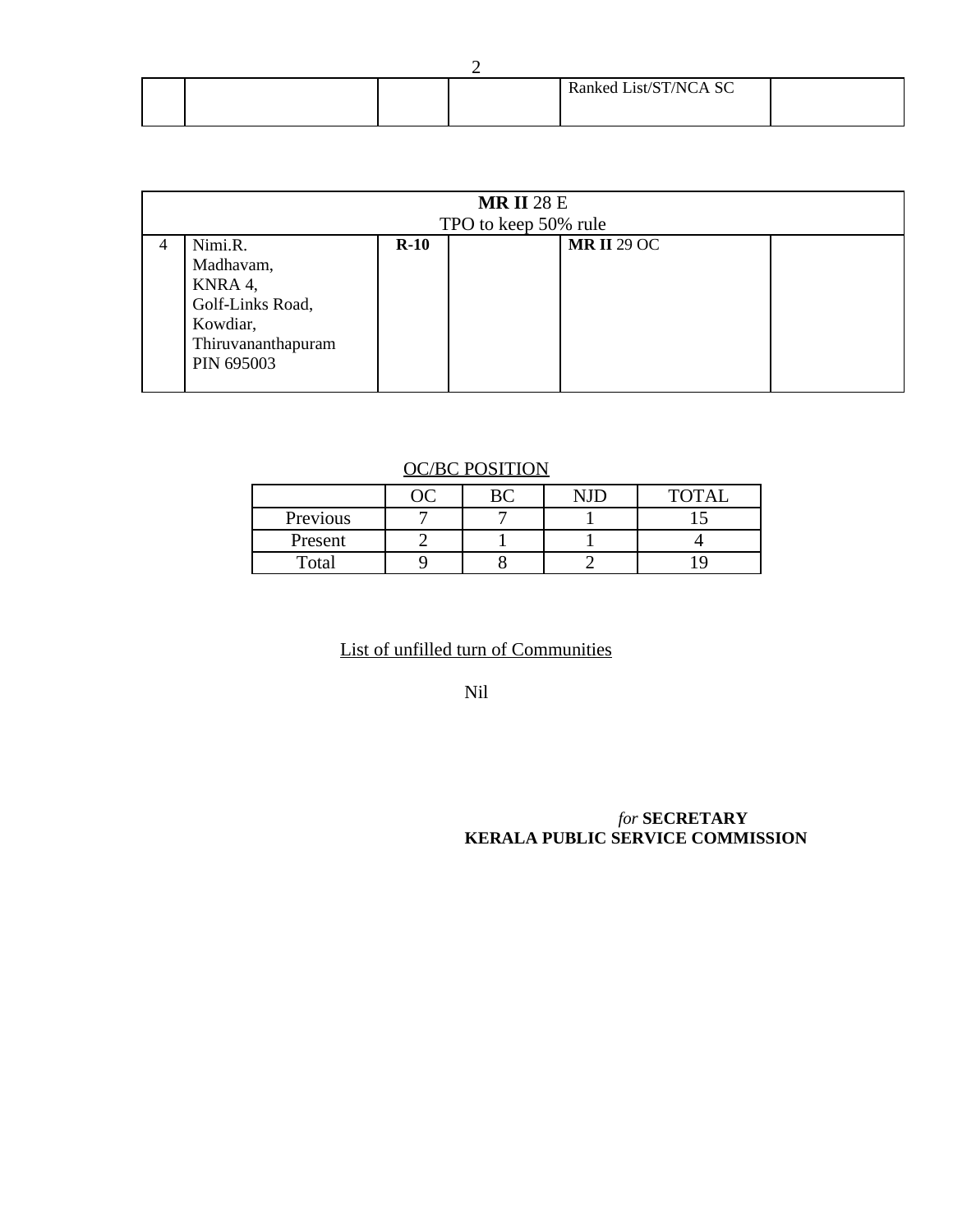| | | | | | |
|---|---|---|---|---|---|
| | | | | Ranked List/ST/NCA SC | |

| | | | | | |
|---|---|---|---|---|---|
| **MR II** 28 E<br>TPO to keep 50% rule | | | | | |
| 4 | Nimi.R.<br>Madhavam,<br>KNRA 4,<br>Golf-Links Road,<br>Kowdiar,<br>Thiruvananthapuram<br>PIN 695003 | **R-10** | | **MR II** 29 OC | |

## OC/BC POSITION

| | OC | BC | NJD | TOTAL |
|---|---|---|---|---|
| Previous | 7 | 7 | 1 | 15 |
| Present | 2 | 1 | 1 | 4 |
| Total | 9 | 8 | 2 | 19 |

## List of unfilled turn of Communities

Nil

*for* **SECRETARY**
**KERALA PUBLIC SERVICE COMMISSION**